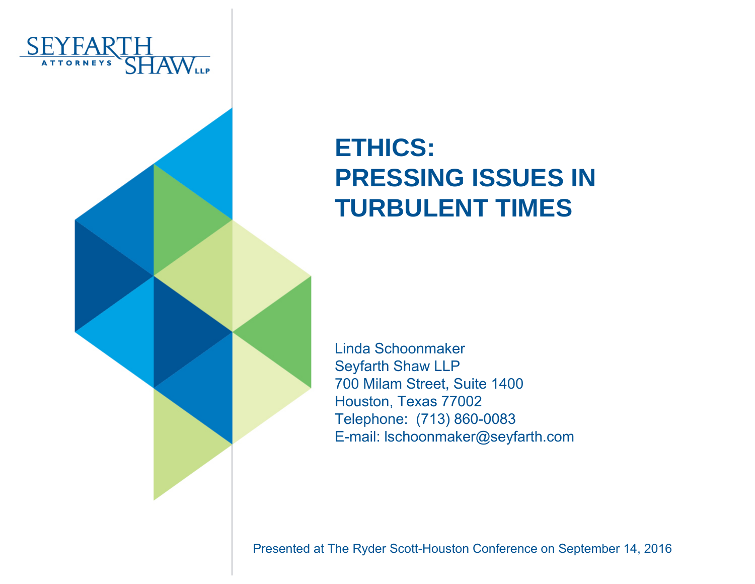SEYFARTH ATTORNEYS SHAW LLP

# ETHICS: PRESSING ISSUES IN TURBULENT TIMES

Linda Schoonmaker
Seyfarth Shaw LLP
700 Milam Street, Suite 1400
Houston, Texas 77002
Telephone: (713) 860-0083
E-mail: lschoonmaker@seyfarth.com

Presented at The Ryder Scott-Houston Conference on September 14, 2016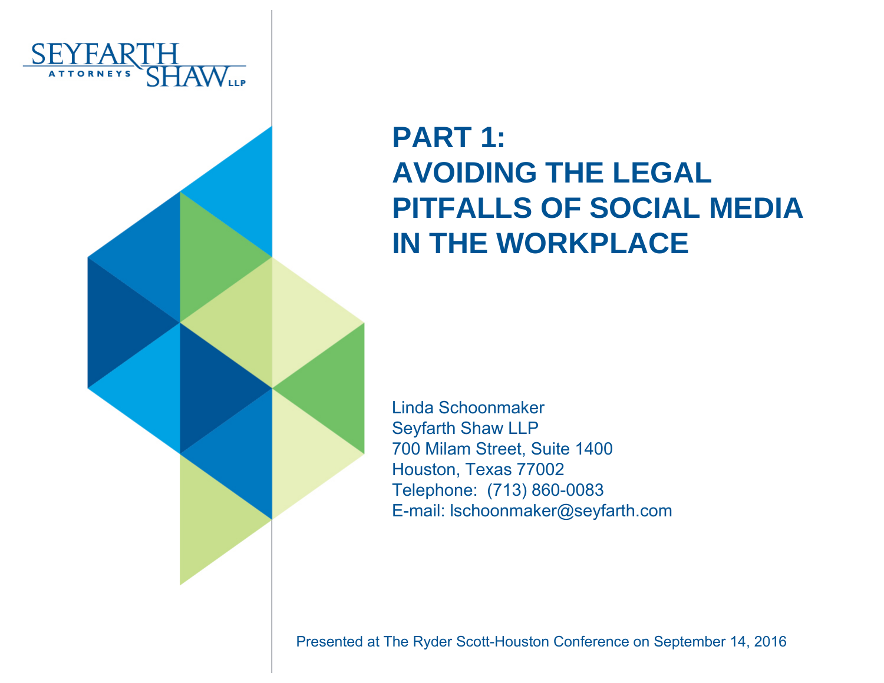# PART 1: AVOIDING THE LEGAL PITFALLS OF SOCIAL MEDIA IN THE WORKPLACE

Linda Schoonmaker
Seyfarth Shaw LLP
700 Milam Street, Suite 1400
Houston, Texas 77002
Telephone: (713) 860-0083
E-mail: lschoonmaker@seyfarth.com

Presented at The Ryder Scott-Houston Conference on September 14, 2016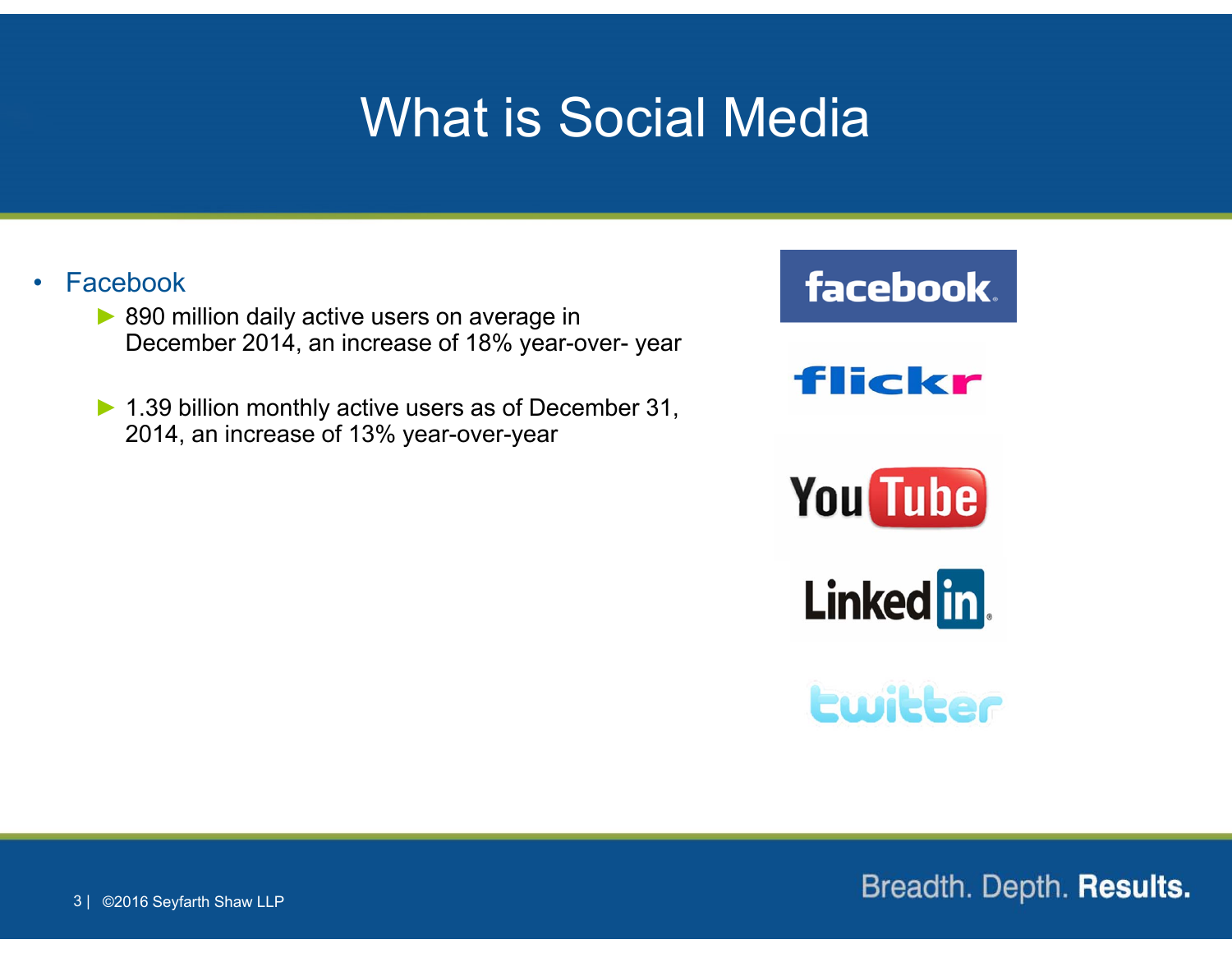# What is Social Media

- Facebook
  - 890 million daily active users on average in December 2014, an increase of 18% year-over- year
  - 1.39 billion monthly active users as of December 31, 2014, an increase of 13% year-over-year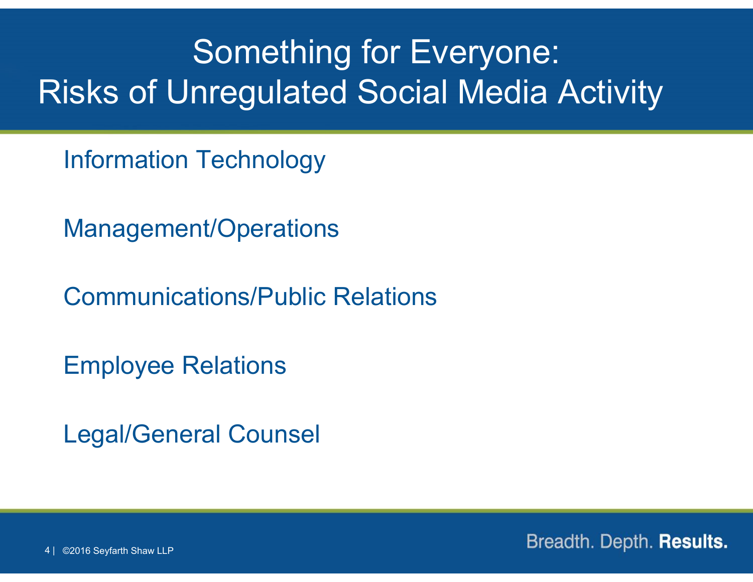# Something for Everyone: Risks of Unregulated Social Media Activity

Information Technology

Management/Operations

Communications/Public Relations

Employee Relations

Legal/General Counsel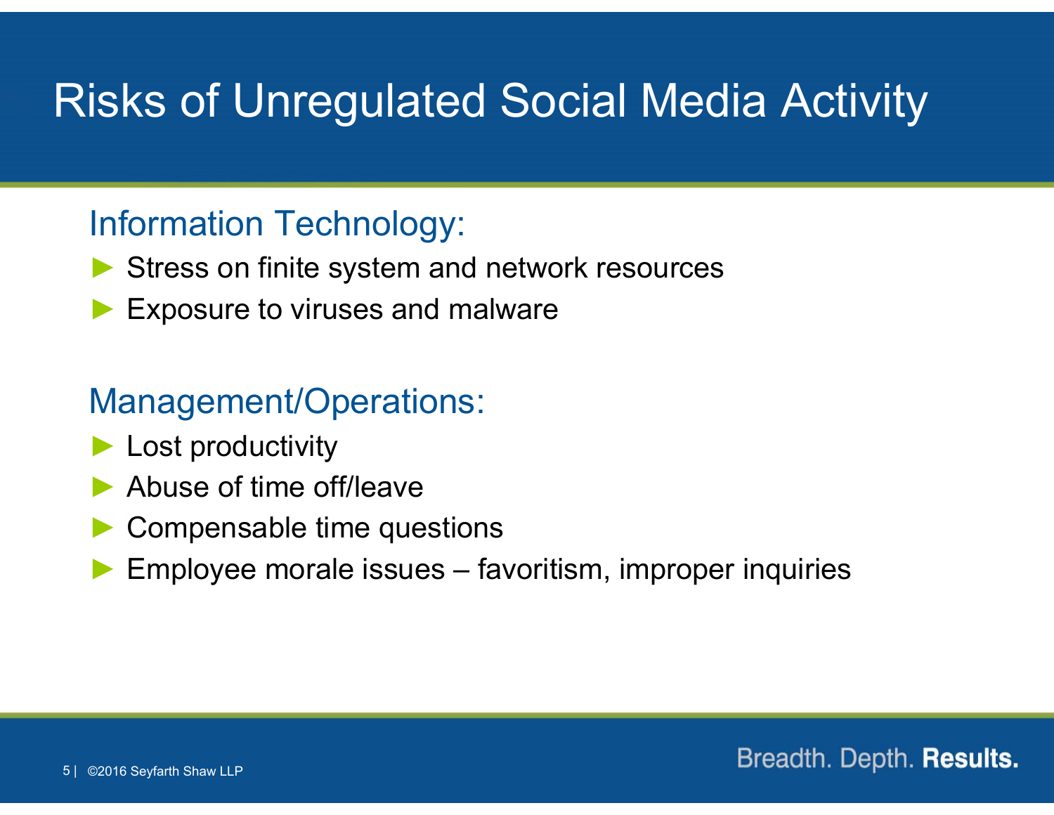# Risks of Unregulated Social Media Activity

## Information Technology:

- Stress on finite system and network resources
- Exposure to viruses and malware

## Management/Operations:

- Lost productivity
- Abuse of time off/leave
- Compensable time questions
- Employee morale issues – favoritism, improper inquiries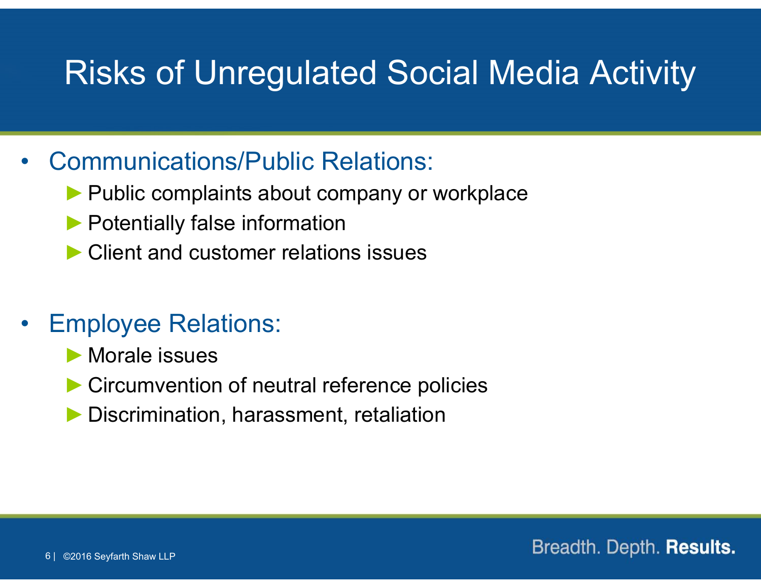# Risks of Unregulated Social Media Activity

- Communications/Public Relations:
  - Public complaints about company or workplace
  - Potentially false information
  - Client and customer relations issues

- Employee Relations:
  - Morale issues
  - Circumvention of neutral reference policies
  - Discrimination, harassment, retaliation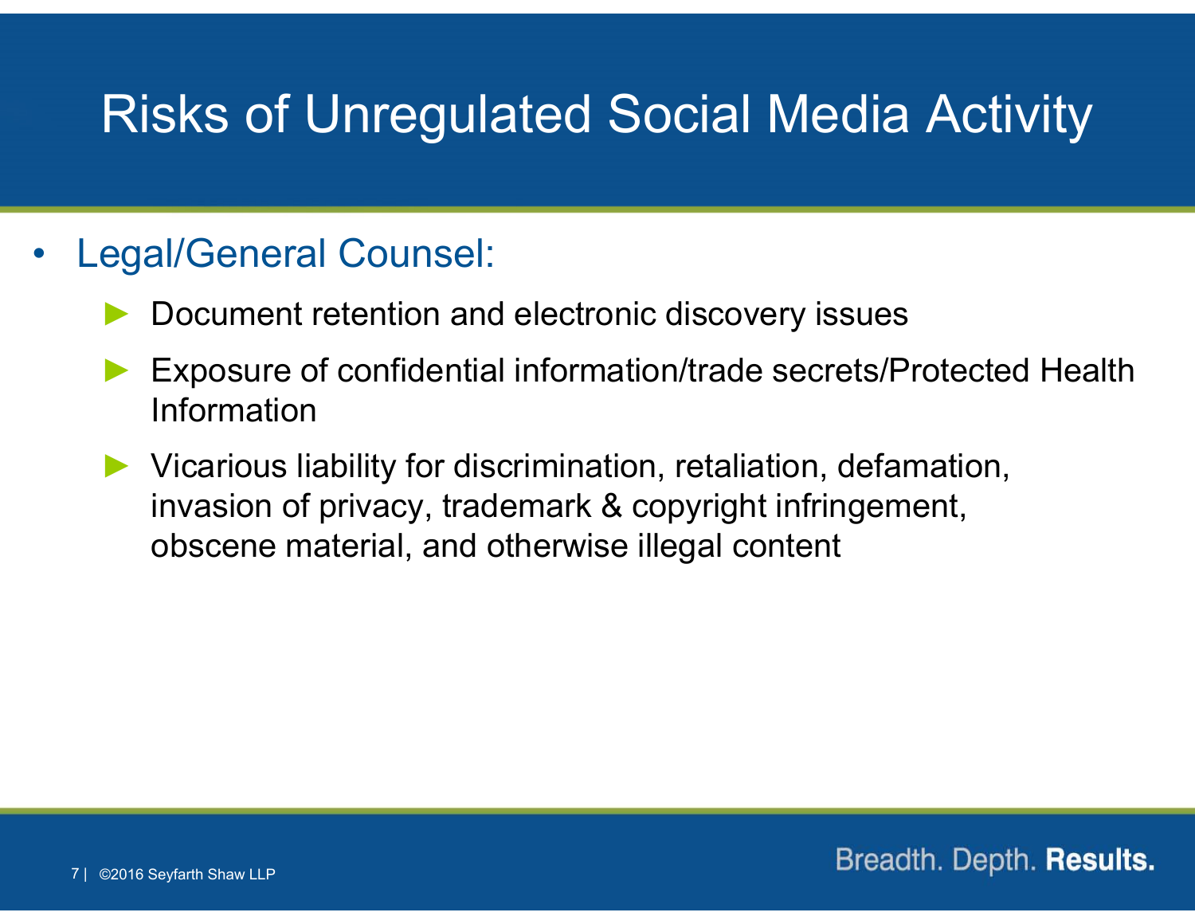# Risks of Unregulated Social Media Activity

- Legal/General Counsel:
  - Document retention and electronic discovery issues
  - Exposure of confidential information/trade secrets/Protected Health Information
  - Vicarious liability for discrimination, retaliation, defamation, invasion of privacy, trademark & copyright infringement, obscene material, and otherwise illegal content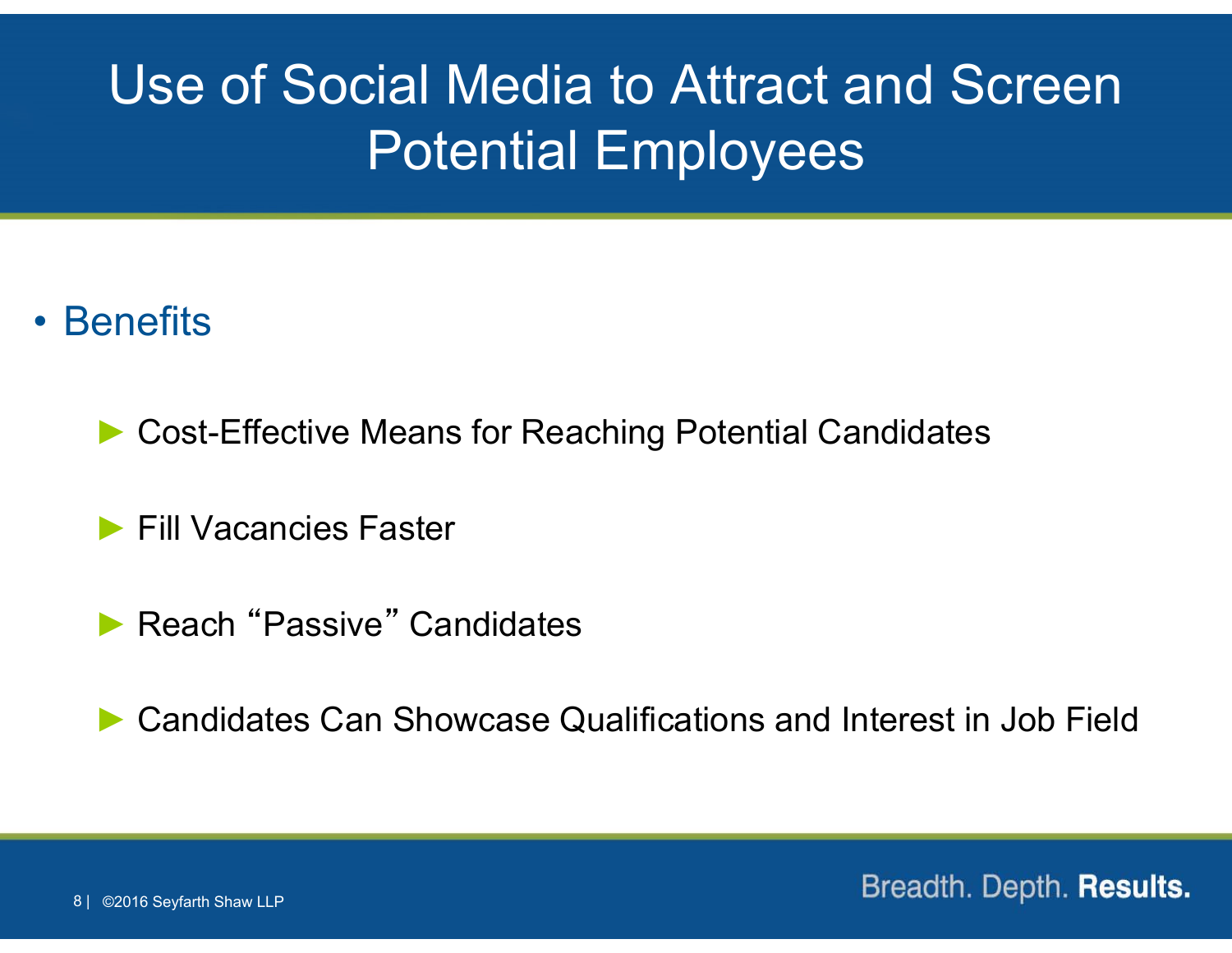# Use of Social Media to Attract and Screen Potential Employees

- Benefits
  - Cost-Effective Means for Reaching Potential Candidates
  - Fill Vacancies Faster
  - Reach "Passive" Candidates
  - Candidates Can Showcase Qualifications and Interest in Job Field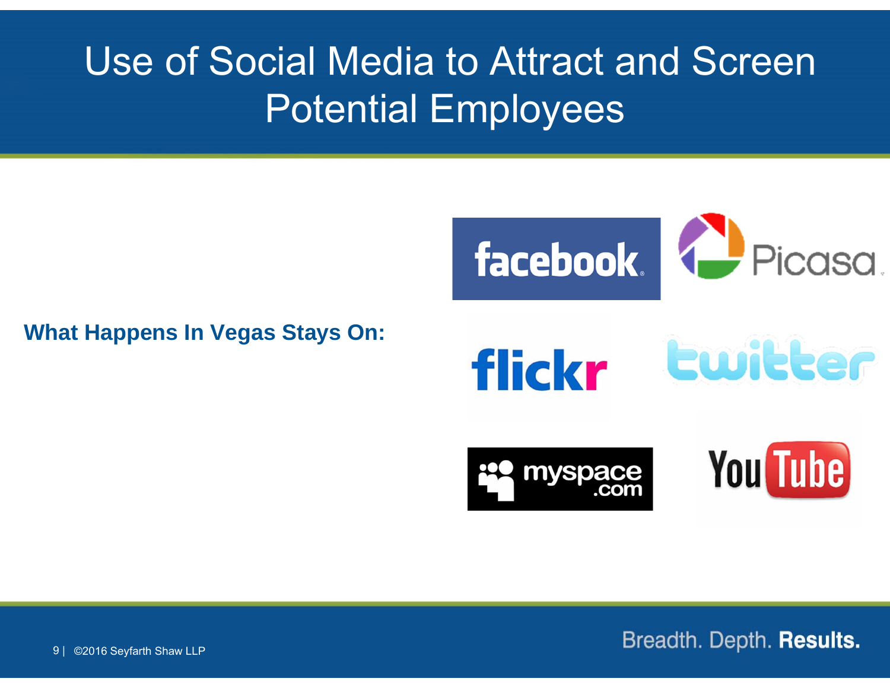# Use of Social Media to Attract and Screen Potential Employees

**What Happens In Vegas Stays On:**

facebook

Picasa

flickr

twitter

myspace.com

YouTube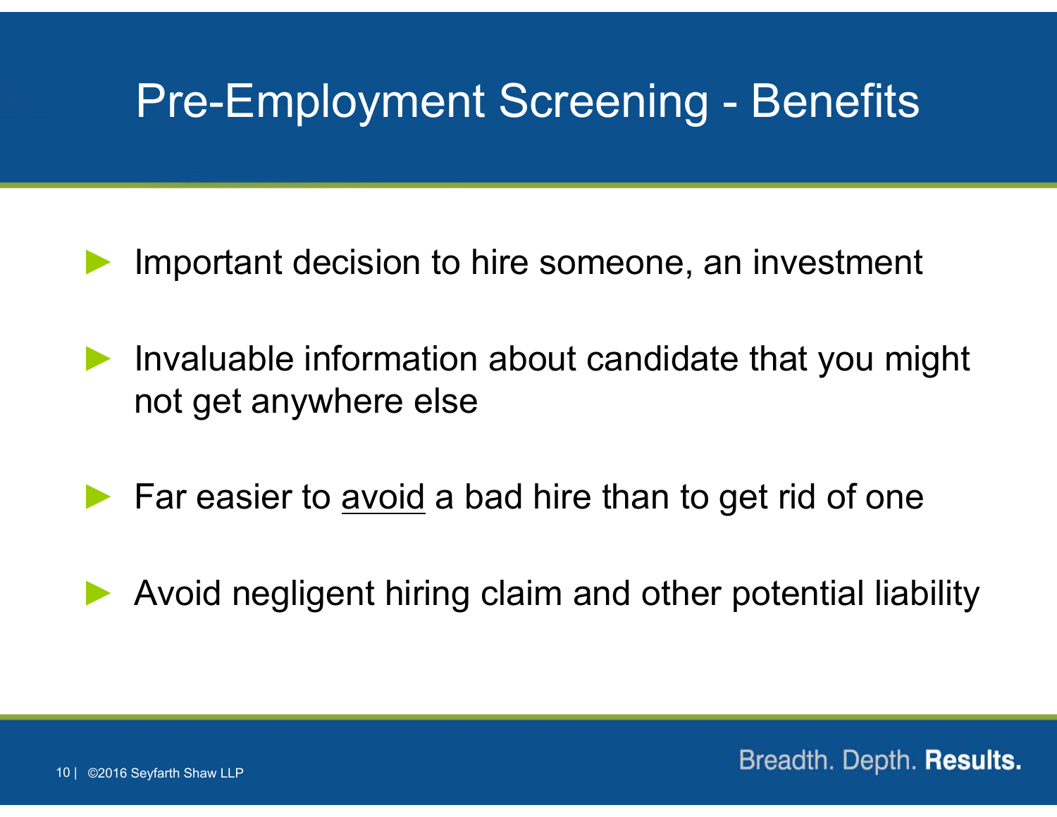# Pre-Employment Screening - Benefits

- Important decision to hire someone, an investment
- Invaluable information about candidate that you might not get anywhere else
- Far easier to <u>avoid</u> a bad hire than to get rid of one
- Avoid negligent hiring claim and other potential liability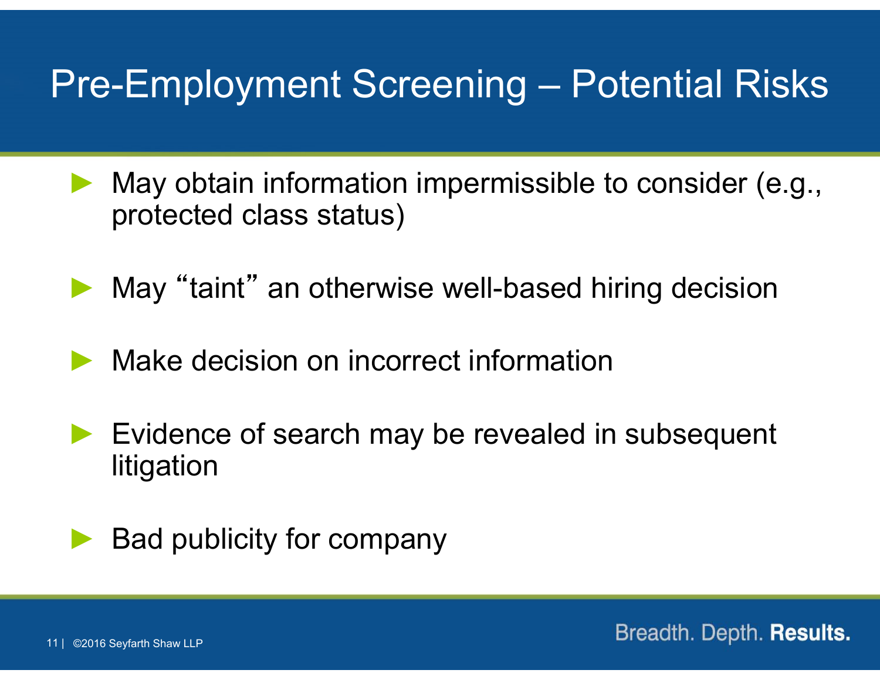# Pre-Employment Screening – Potential Risks

- May obtain information impermissible to consider (e.g., protected class status)
- May "taint" an otherwise well-based hiring decision
- Make decision on incorrect information
- Evidence of search may be revealed in subsequent litigation
- Bad publicity for company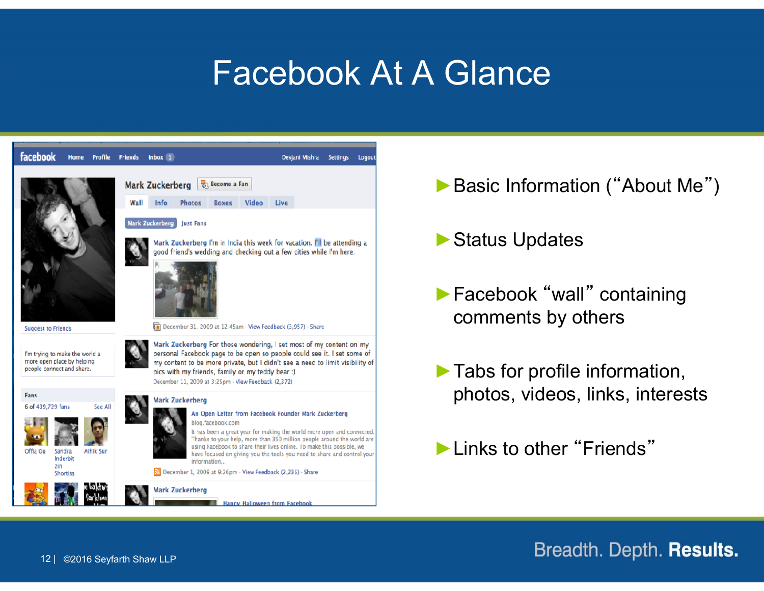# Facebook At A Glance

- Basic Information ("About Me")
- Status Updates
- Facebook "wall" containing comments by others
- Tabs for profile information, photos, videos, links, interests
- Links to other "Friends"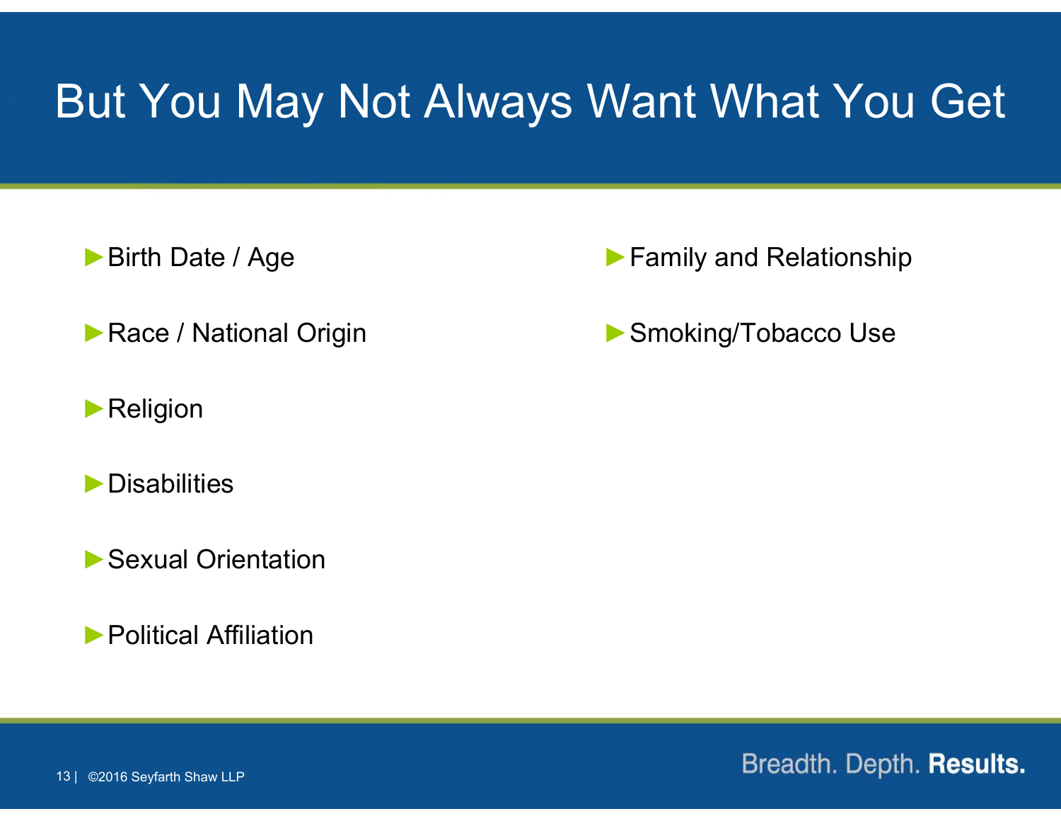# But You May Not Always Want What You Get

- Birth Date / Age
- Race / National Origin
- Religion
- Disabilities
- Sexual Orientation
- Political Affiliation
- Family and Relationship
- Smoking/Tobacco Use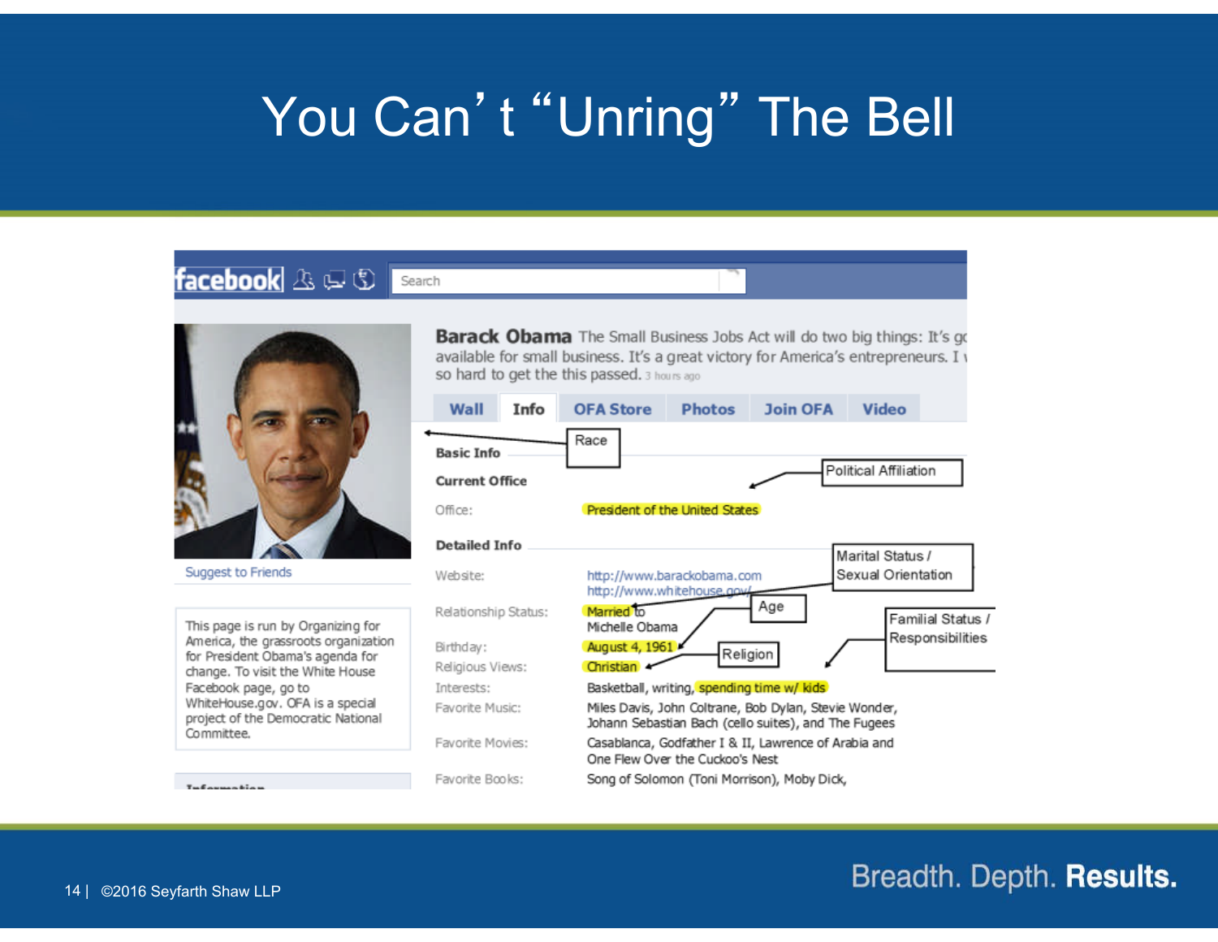# You Can't "Unring" The Bell

facebook

Search

**Barack Obama** The Small Business Jobs Act will do two big things: It's g... available for small business. It's a great victory for America's entrepreneurs. I ... so hard to get the this passed. 3 hours ago

Wall | Info | OFA Store | Photos | Join OFA | Video

Race

**Basic Info**

**Current Office**

Political Affiliation

Office: President of the United States

**Detailed Info**

Marital Status / Sexual Orientation

Website: http://www.barackobama.com http://www.whitehouse.gov/

Relationship Status: Married to Michelle Obama

Age

Familial Status / Responsibilities

Birthday: August 4, 1961

Religion

Religious Views: Christian

Interests: Basketball, writing, spending time w/ kids

Favorite Music: Miles Davis, John Coltrane, Bob Dylan, Stevie Wonder, Johann Sebastian Bach (cello suites), and The Fugees

Favorite Movies: Casablanca, Godfather I & II, Lawrence of Arabia and One Flew Over the Cuckoo's Nest

Favorite Books: Song of Solomon (Toni Morrison), Moby Dick,

Suggest to Friends

This page is run by Organizing for America, the grassroots organization for President Obama's agenda for change. To visit the White House Facebook page, go to WhiteHouse.gov. OFA is a special project of the Democratic National Committee.

©2016 Seyfarth Shaw LLP

Breadth. Depth. **Results.**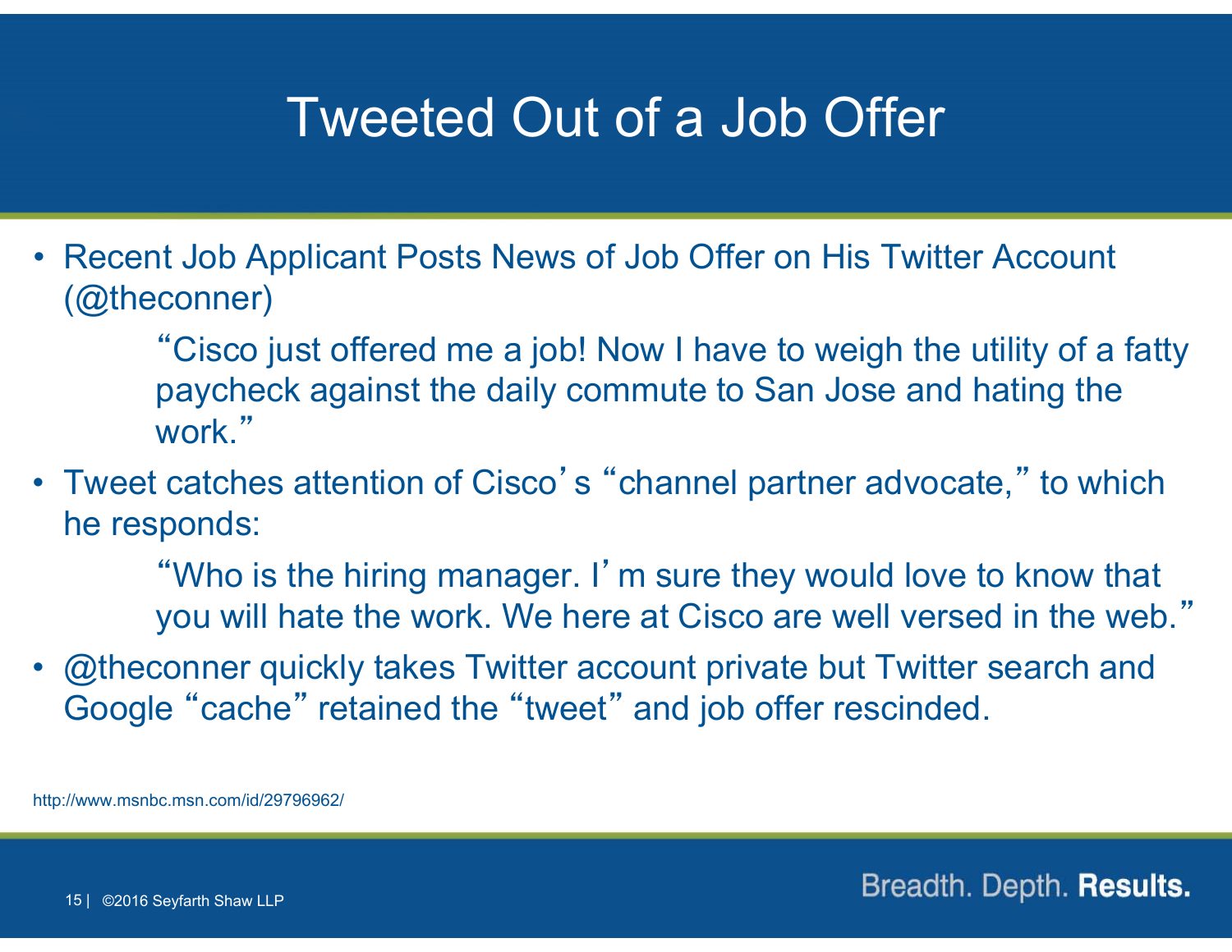# Tweeted Out of a Job Offer

- Recent Job Applicant Posts News of Job Offer on His Twitter Account (@theconner)

  > "Cisco just offered me a job! Now I have to weigh the utility of a fatty paycheck against the daily commute to San Jose and hating the work."

- Tweet catches attention of Cisco's "channel partner advocate," to which he responds:

  > "Who is the hiring manager. I'm sure they would love to know that you will hate the work. We here at Cisco are well versed in the web."

- @theconner quickly takes Twitter account private but Twitter search and Google "cache" retained the "tweet" and job offer rescinded.

http://www.msnbc.msn.com/id/29796962/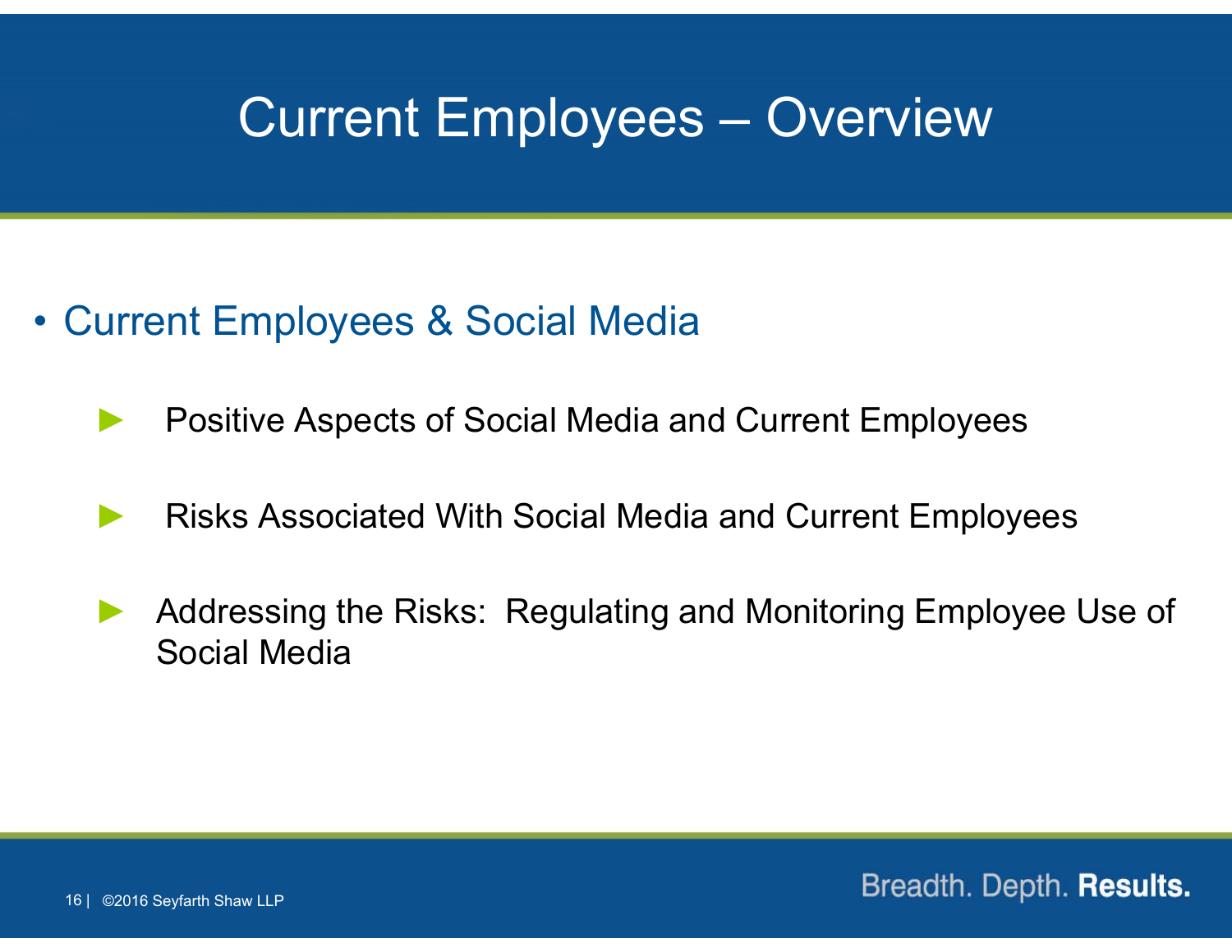# Current Employees – Overview

- Current Employees & Social Media
  - Positive Aspects of Social Media and Current Employees
  - Risks Associated With Social Media and Current Employees
  - Addressing the Risks: Regulating and Monitoring Employee Use of Social Media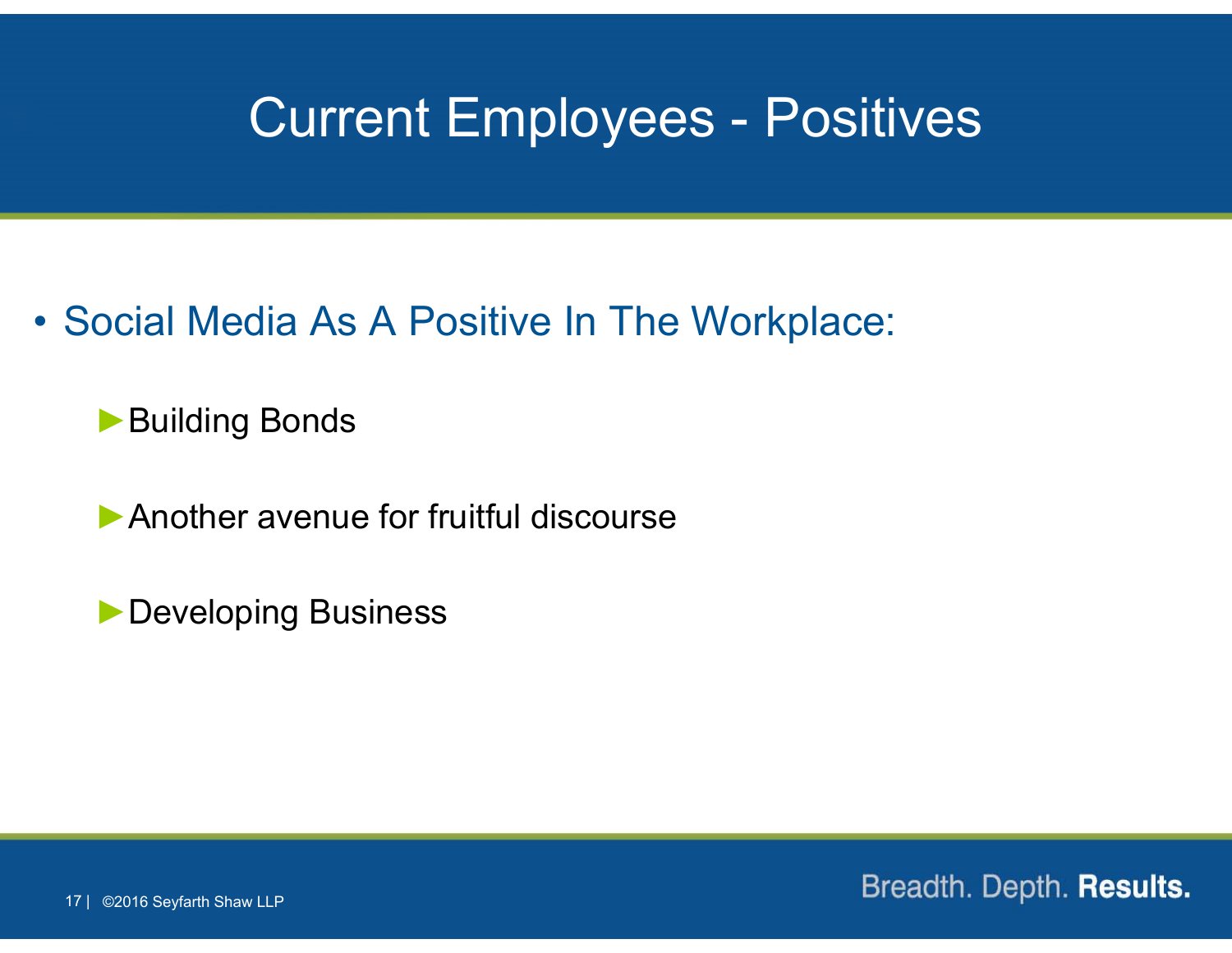# Current Employees - Positives

- Social Media As A Positive In The Workplace:
  - Building Bonds
  - Another avenue for fruitful discourse
  - Developing Business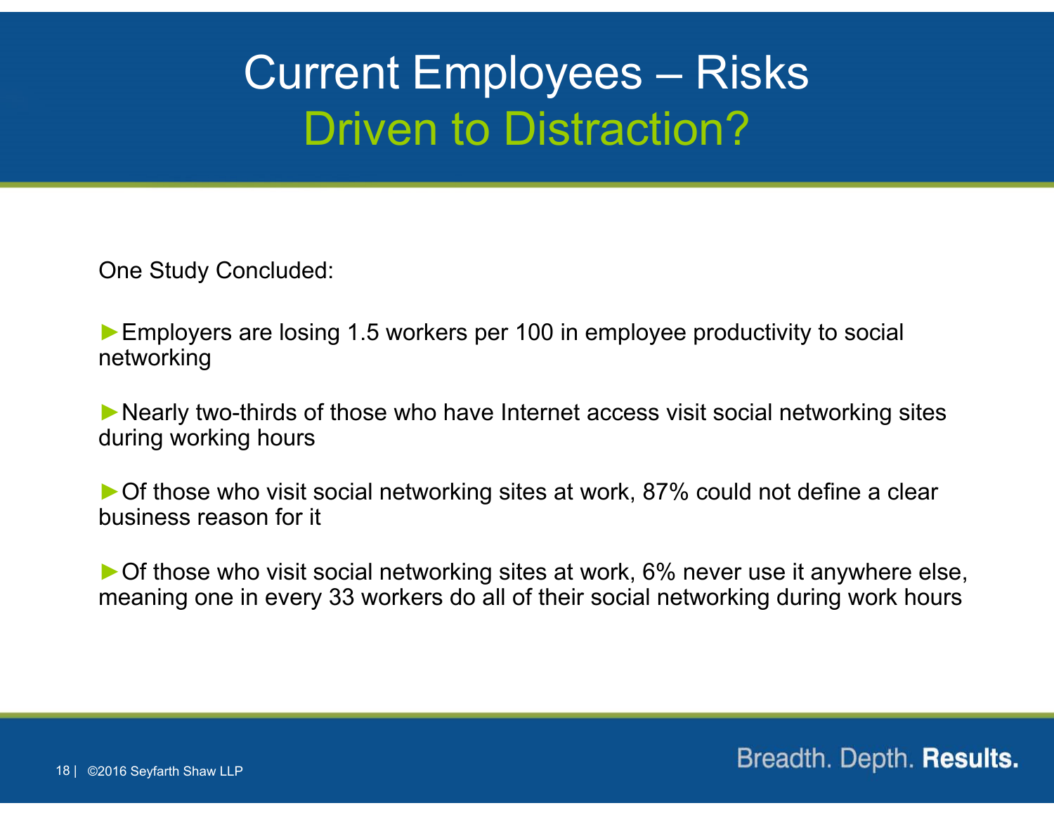# Current Employees – Risks

## Driven to Distraction?

One Study Concluded:

- Employers are losing 1.5 workers per 100 in employee productivity to social networking
- Nearly two-thirds of those who have Internet access visit social networking sites during working hours
- Of those who visit social networking sites at work, 87% could not define a clear business reason for it
- Of those who visit social networking sites at work, 6% never use it anywhere else, meaning one in every 33 workers do all of their social networking during work hours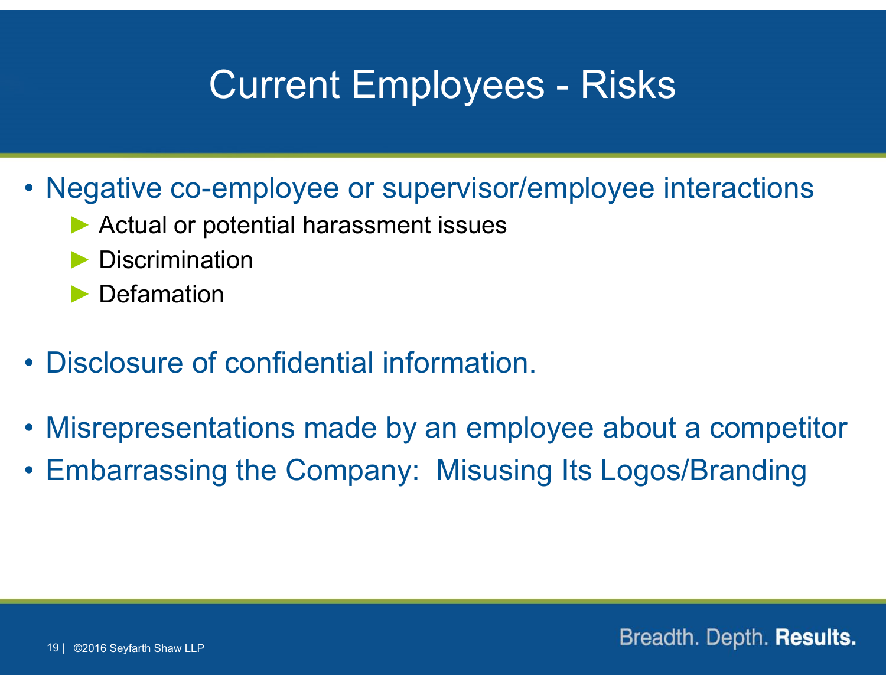# Current Employees - Risks

- Negative co-employee or supervisor/employee interactions
  - Actual or potential harassment issues
  - Discrimination
  - Defamation

- Disclosure of confidential information.

- Misrepresentations made by an employee about a competitor
- Embarrassing the Company: Misusing Its Logos/Branding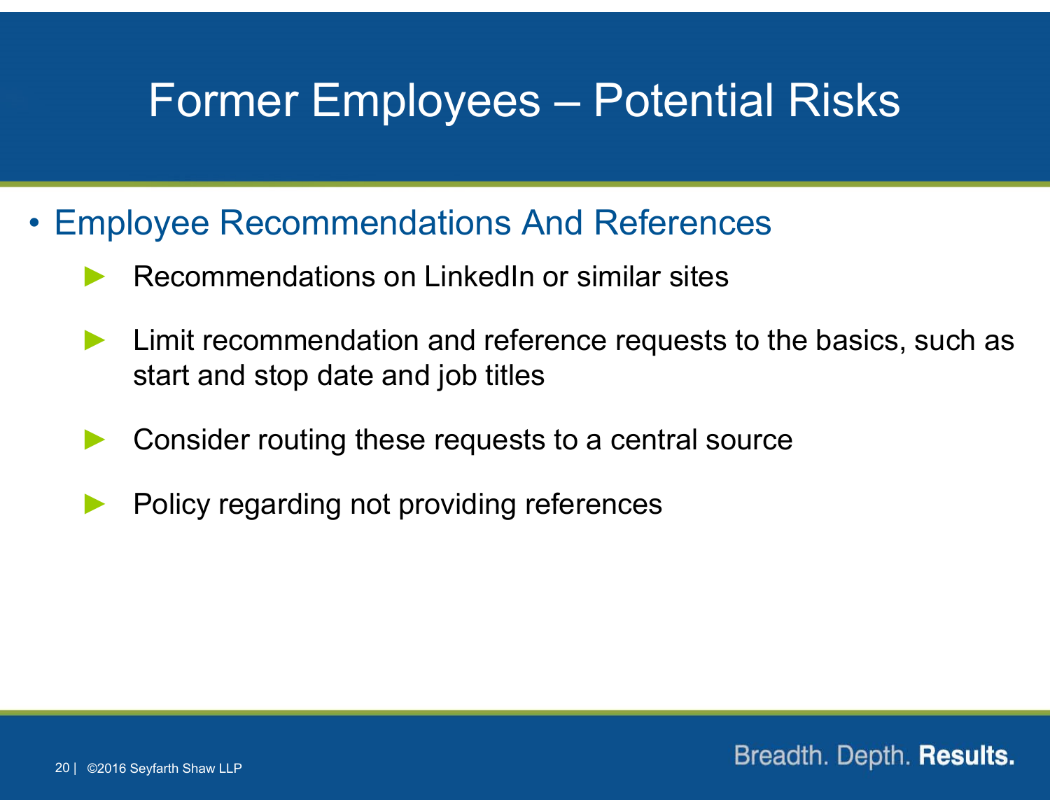# Former Employees – Potential Risks

- Employee Recommendations And References
  - Recommendations on LinkedIn or similar sites
  - Limit recommendation and reference requests to the basics, such as start and stop date and job titles
  - Consider routing these requests to a central source
  - Policy regarding not providing references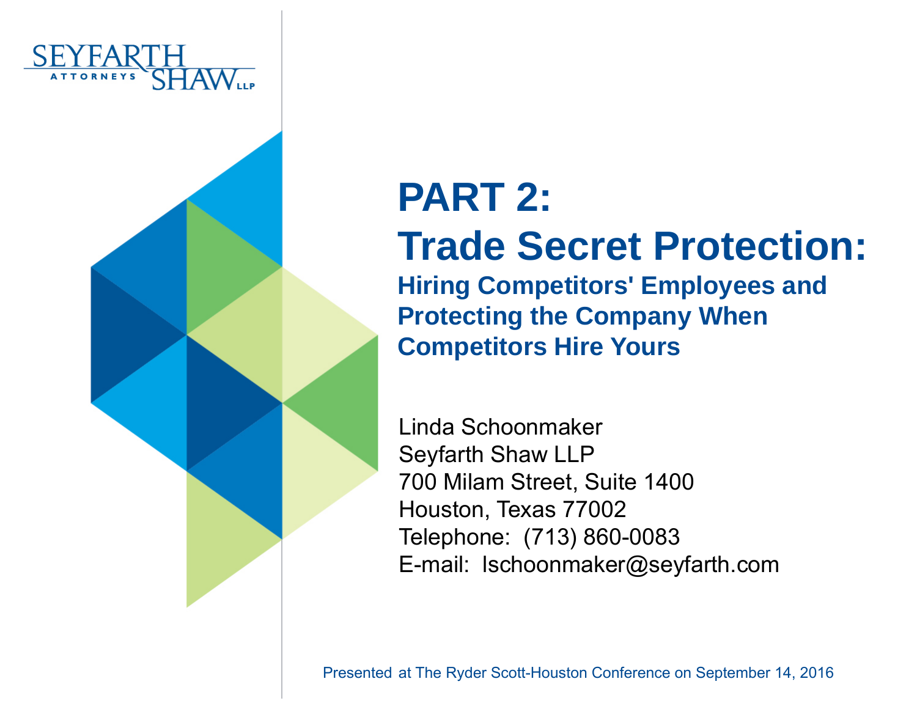SEYFARTH SHAW LLP ATTORNEYS

# PART 2: Trade Secret Protection:

## Hiring Competitors' Employees and Protecting the Company When Competitors Hire Yours

Linda Schoonmaker
Seyfarth Shaw LLP
700 Milam Street, Suite 1400
Houston, Texas 77002
Telephone: (713) 860-0083
E-mail: lschoonmaker@seyfarth.com

Presented at The Ryder Scott-Houston Conference on September 14, 2016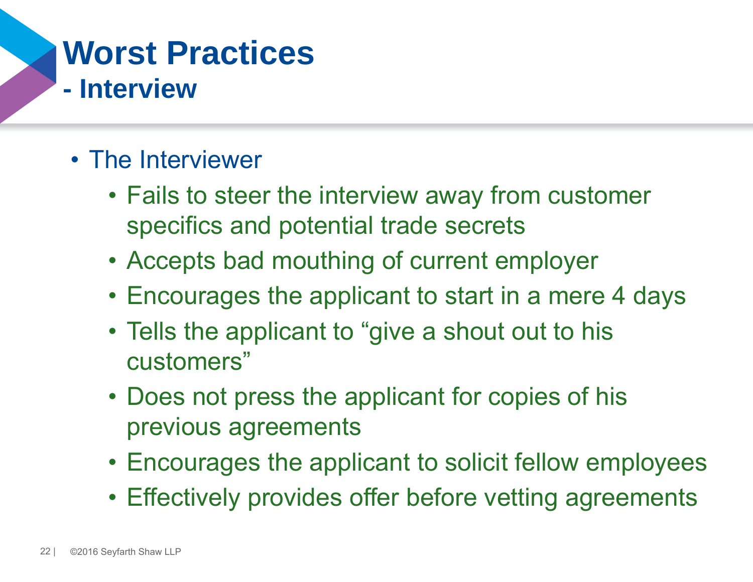# Worst Practices
## - Interview

- The Interviewer
  - Fails to steer the interview away from customer specifics and potential trade secrets
  - Accepts bad mouthing of current employer
  - Encourages the applicant to start in a mere 4 days
  - Tells the applicant to "give a shout out to his customers"
  - Does not press the applicant for copies of his previous agreements
  - Encourages the applicant to solicit fellow employees
  - Effectively provides offer before vetting agreements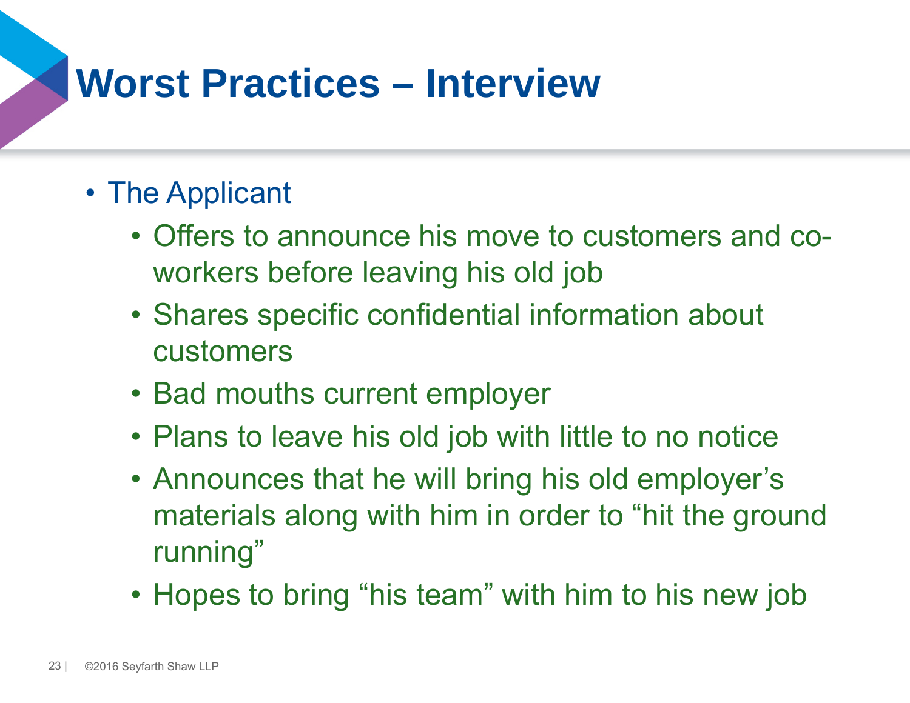# Worst Practices – Interview

- The Applicant
  - Offers to announce his move to customers and co-workers before leaving his old job
  - Shares specific confidential information about customers
  - Bad mouths current employer
  - Plans to leave his old job with little to no notice
  - Announces that he will bring his old employer's materials along with him in order to "hit the ground running"
  - Hopes to bring "his team" with him to his new job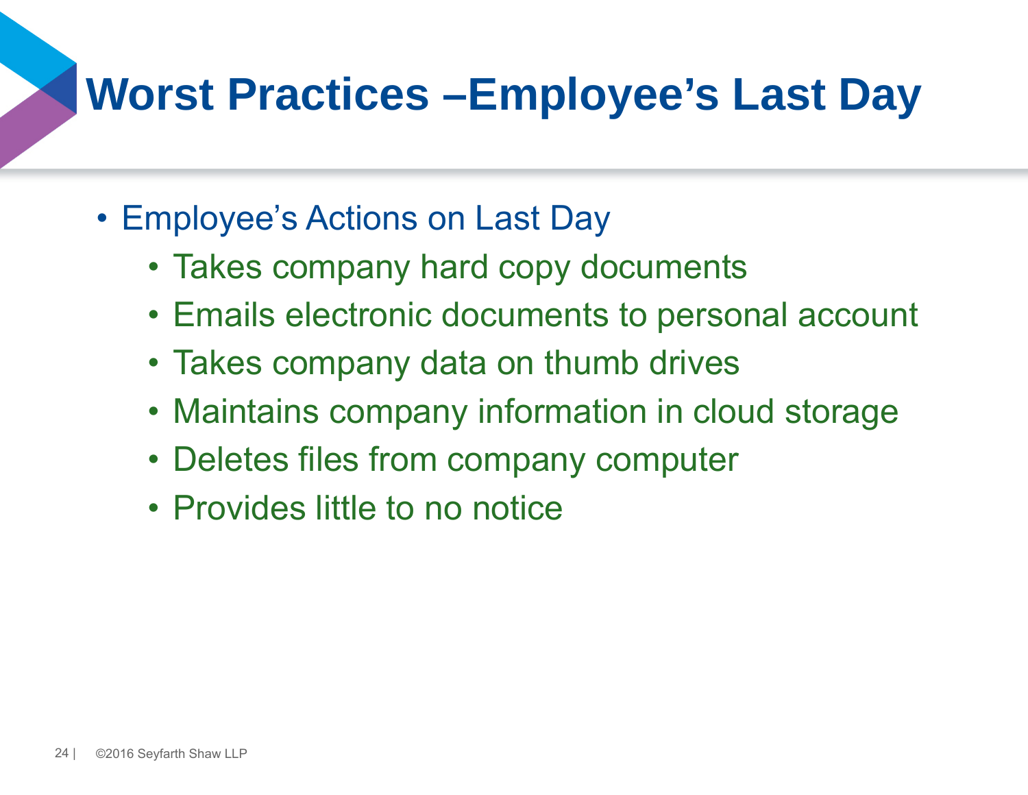# Worst Practices –Employee's Last Day

- Employee's Actions on Last Day
  - Takes company hard copy documents
  - Emails electronic documents to personal account
  - Takes company data on thumb drives
  - Maintains company information in cloud storage
  - Deletes files from company computer
  - Provides little to no notice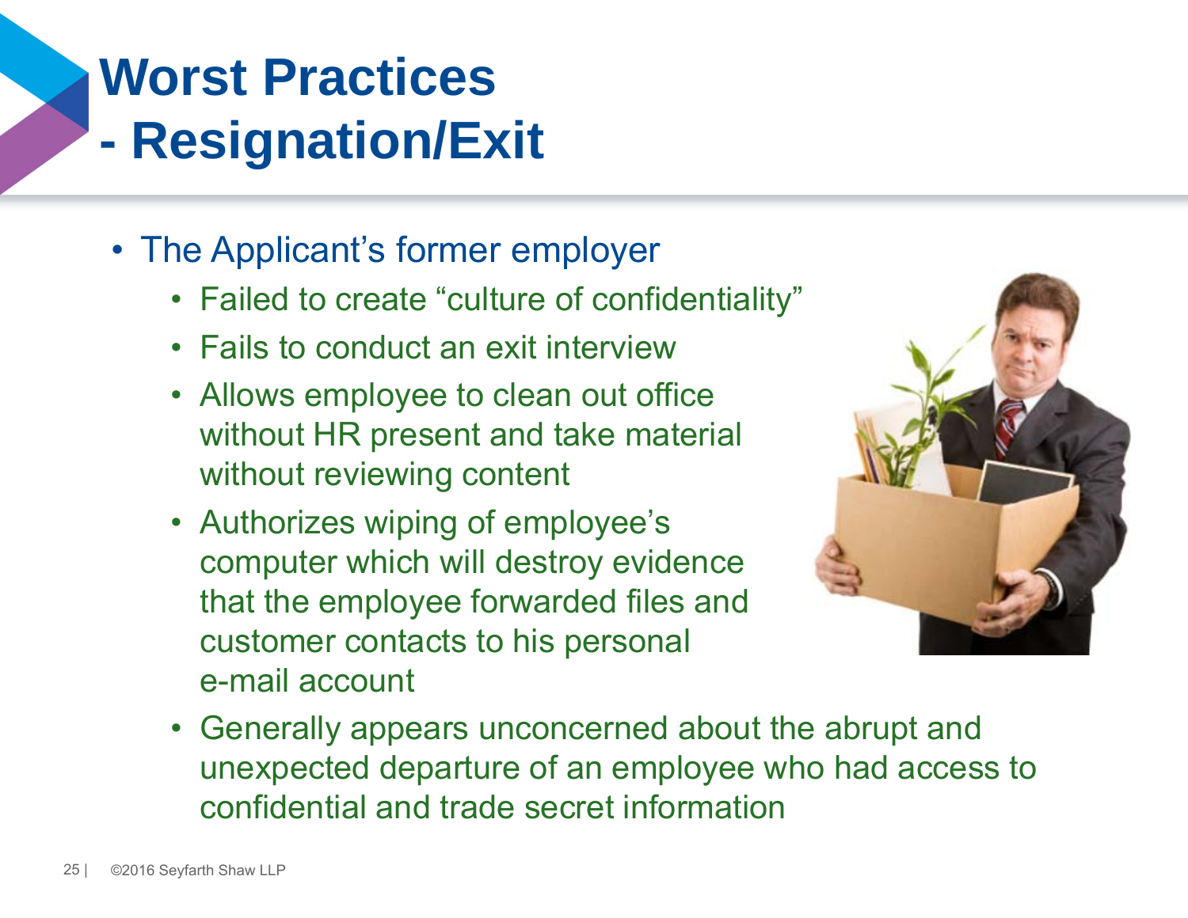# Worst Practices - Resignation/Exit

- The Applicant's former employer
  - Failed to create "culture of confidentiality"
  - Fails to conduct an exit interview
  - Allows employee to clean out office without HR present and take material without reviewing content
  - Authorizes wiping of employee's computer which will destroy evidence that the employee forwarded files and customer contacts to his personal e-mail account
  - Generally appears unconcerned about the abrupt and unexpected departure of an employee who had access to confidential and trade secret information

©2016 Seyfarth Shaw LLP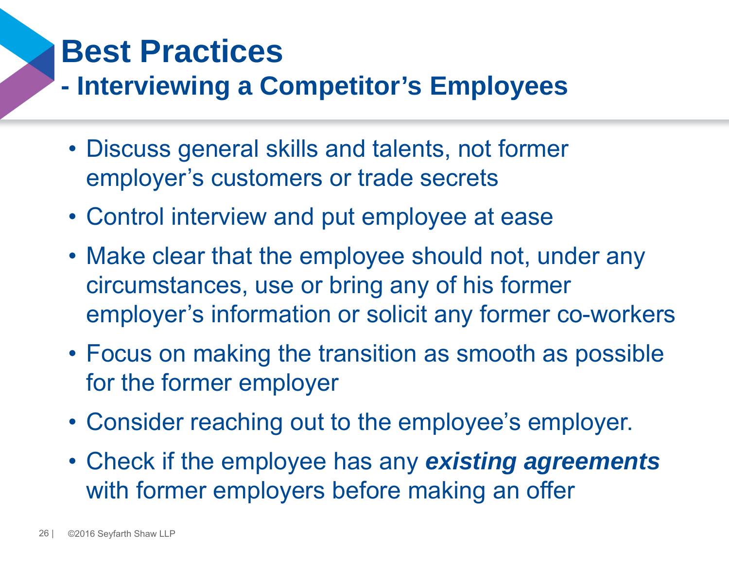# Best Practices

## - Interviewing a Competitor's Employees

- Discuss general skills and talents, not former employer's customers or trade secrets
- Control interview and put employee at ease
- Make clear that the employee should not, under any circumstances, use or bring any of his former employer's information or solicit any former co-workers
- Focus on making the transition as smooth as possible for the former employer
- Consider reaching out to the employee's employer.
- Check if the employee has any ***existing agreements*** with former employers before making an offer

©2016 Seyfarth Shaw LLP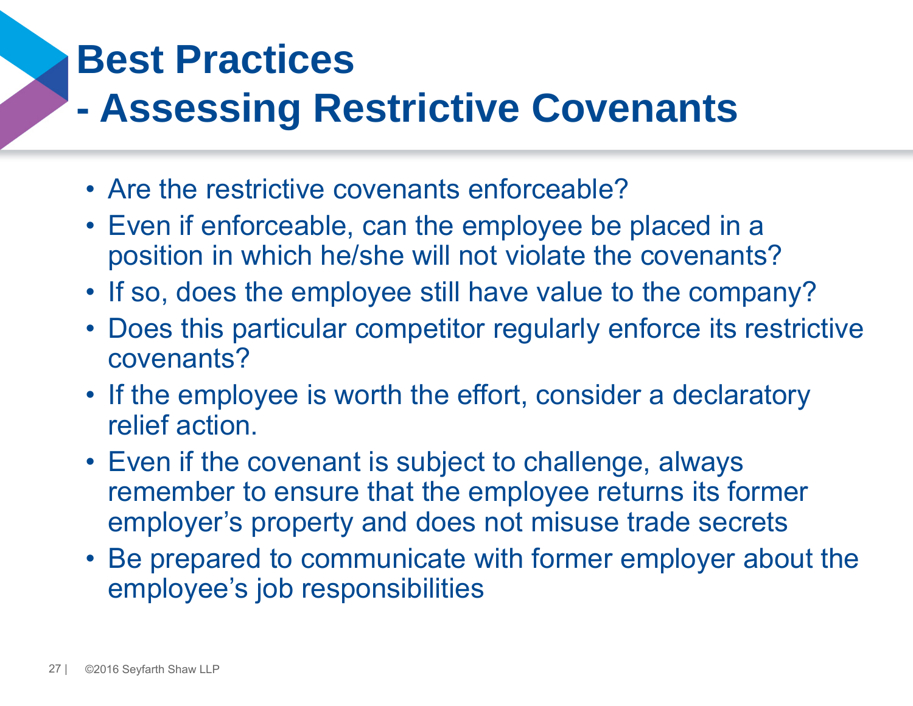# Best Practices
# - Assessing Restrictive Covenants

- Are the restrictive covenants enforceable?
- Even if enforceable, can the employee be placed in a position in which he/she will not violate the covenants?
- If so, does the employee still have value to the company?
- Does this particular competitor regularly enforce its restrictive covenants?
- If the employee is worth the effort, consider a declaratory relief action.
- Even if the covenant is subject to challenge, always remember to ensure that the employee returns its former employer's property and does not misuse trade secrets
- Be prepared to communicate with former employer about the employee's job responsibilities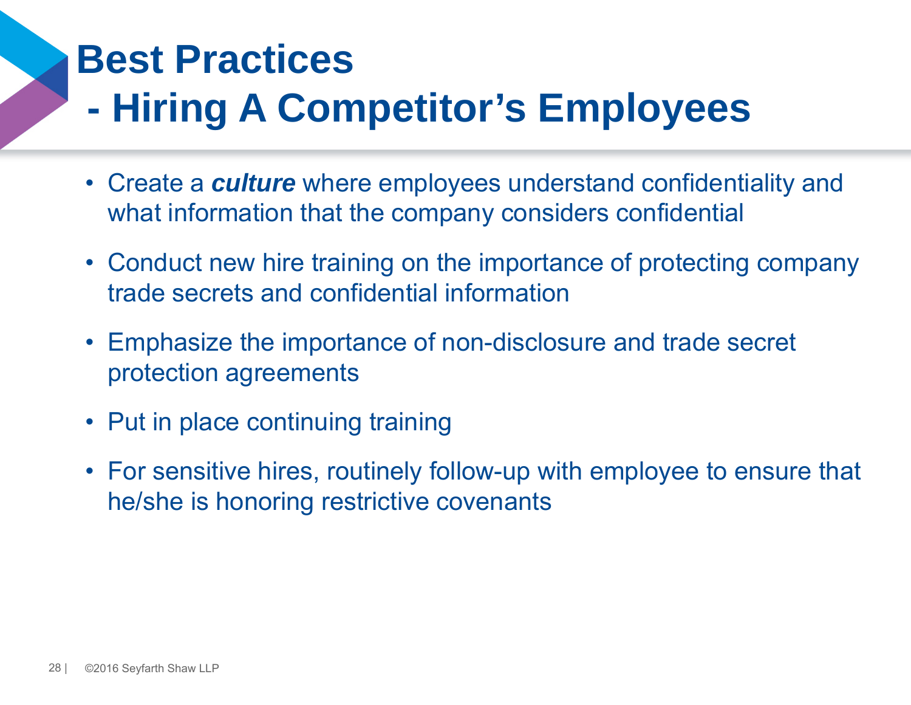# Best Practices
# - Hiring A Competitor's Employees

- Create a ***culture*** where employees understand confidentiality and what information that the company considers confidential
- Conduct new hire training on the importance of protecting company trade secrets and confidential information
- Emphasize the importance of non-disclosure and trade secret protection agreements
- Put in place continuing training
- For sensitive hires, routinely follow-up with employee to ensure that he/she is honoring restrictive covenants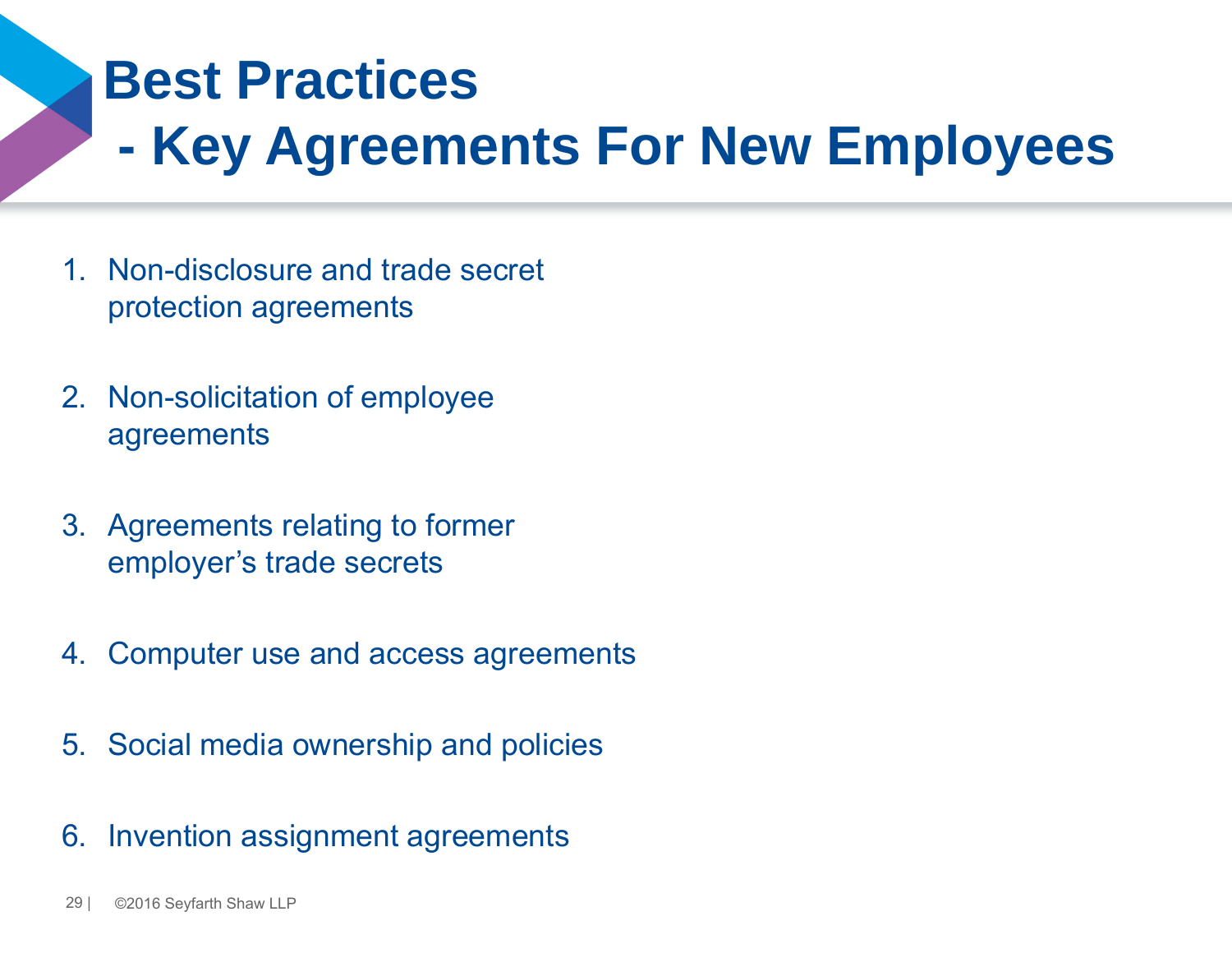# Best Practices
# - Key Agreements For New Employees

1. Non-disclosure and trade secret protection agreements

2. Non-solicitation of employee agreements

3. Agreements relating to former employer's trade secrets

4. Computer use and access agreements

5. Social media ownership and policies

6. Invention assignment agreements

©2016 Seyfarth Shaw LLP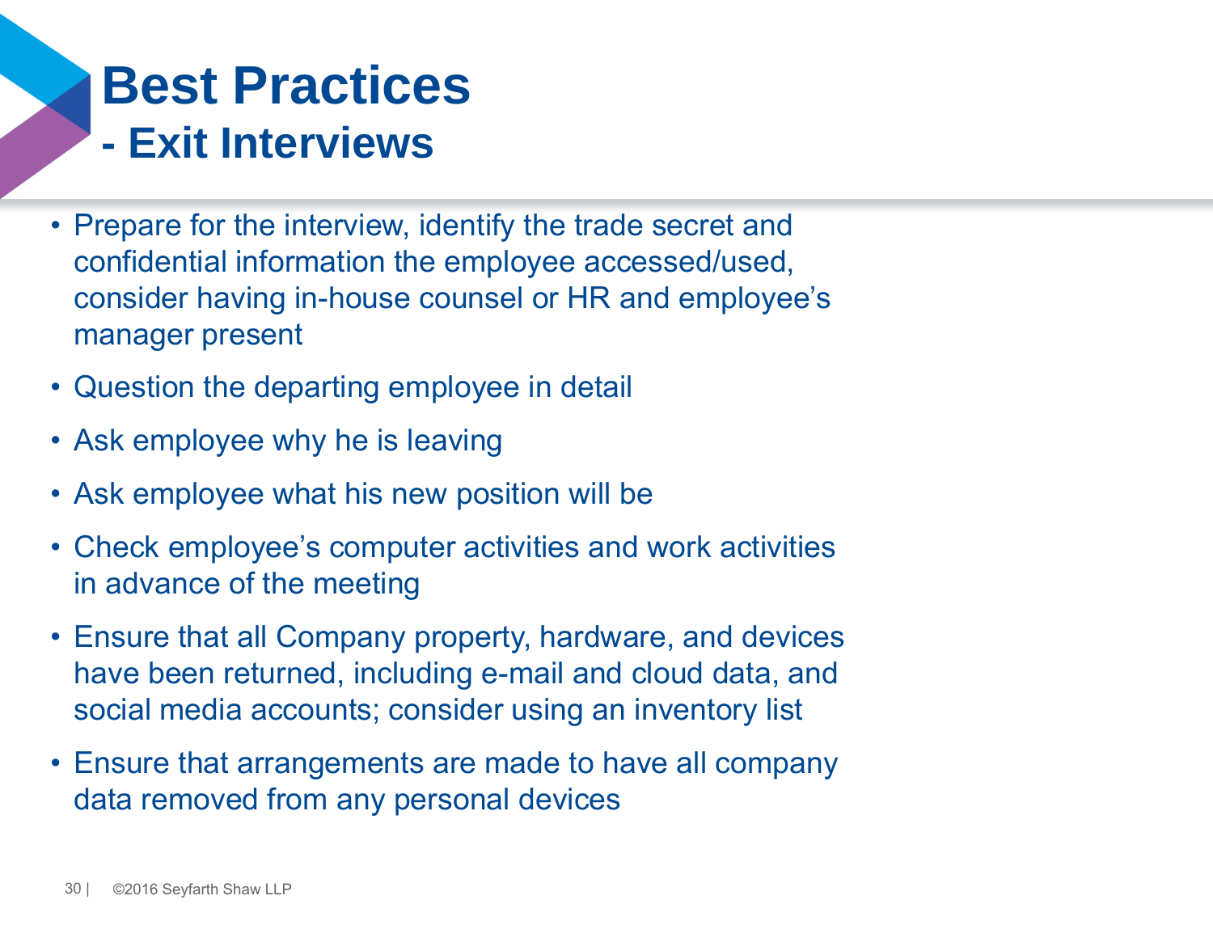# Best Practices
## - Exit Interviews

- Prepare for the interview, identify the trade secret and confidential information the employee accessed/used, consider having in-house counsel or HR and employee's manager present
- Question the departing employee in detail
- Ask employee why he is leaving
- Ask employee what his new position will be
- Check employee's computer activities and work activities in advance of the meeting
- Ensure that all Company property, hardware, and devices have been returned, including e-mail and cloud data, and social media accounts; consider using an inventory list
- Ensure that arrangements are made to have all company data removed from any personal devices

©2016 Seyfarth Shaw LLP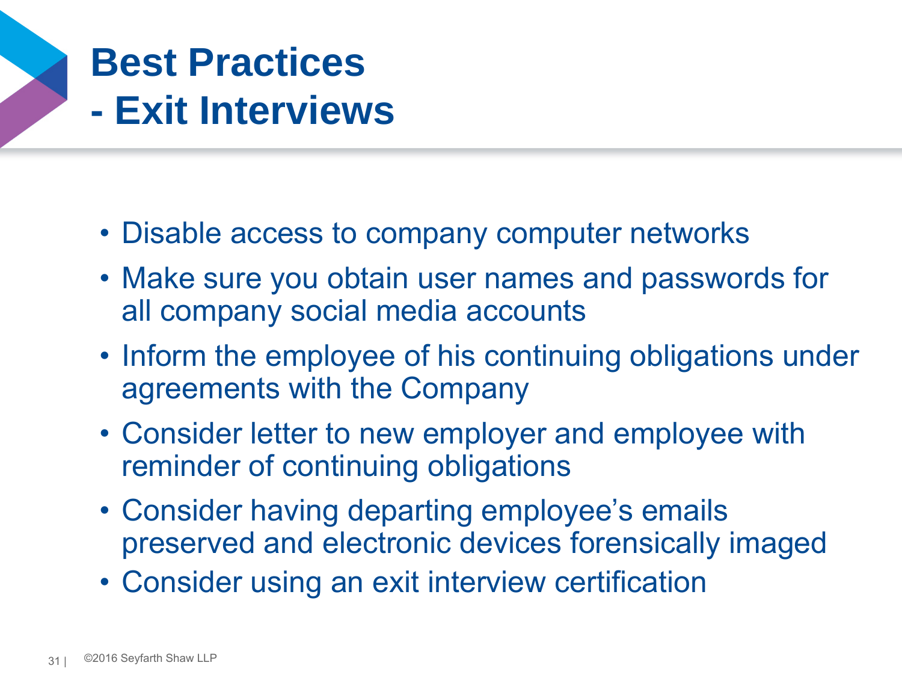# Best Practices
# - Exit Interviews

- Disable access to company computer networks
- Make sure you obtain user names and passwords for all company social media accounts
- Inform the employee of his continuing obligations under agreements with the Company
- Consider letter to new employer and employee with reminder of continuing obligations
- Consider having departing employee's emails preserved and electronic devices forensically imaged
- Consider using an exit interview certification

©2016 Seyfarth Shaw LLP